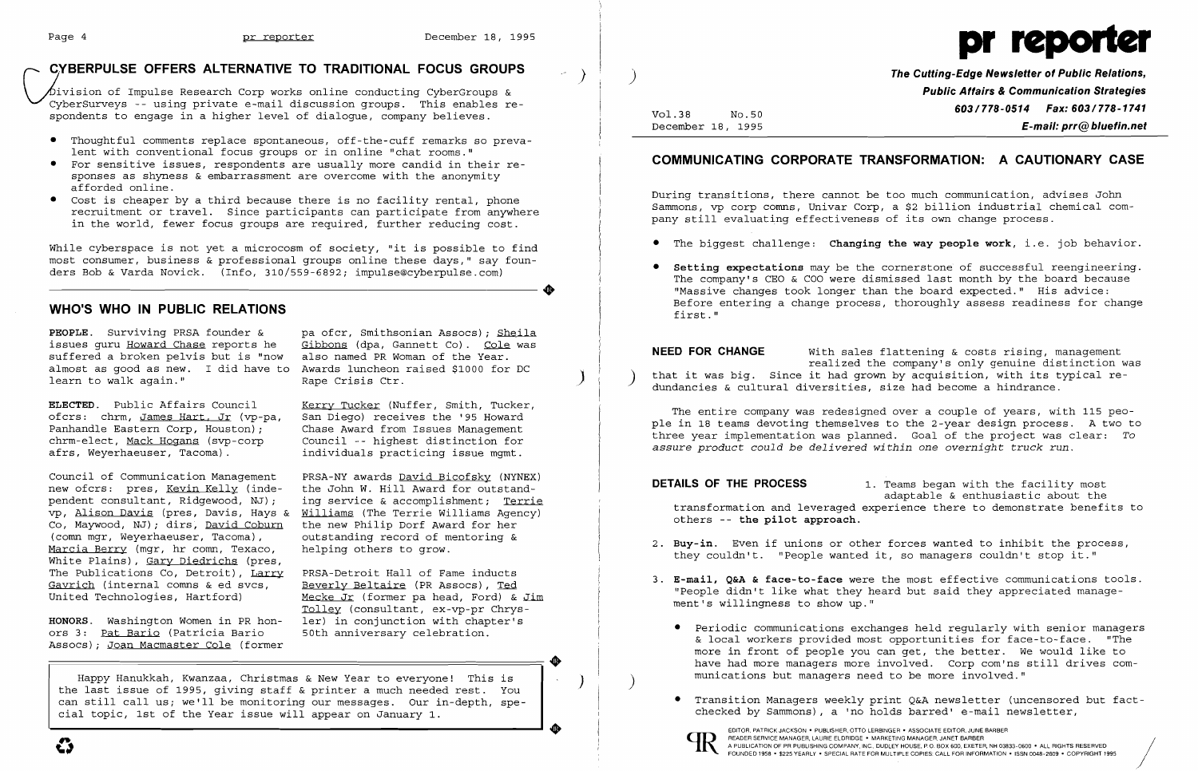## CYBERPULSE OFFERS ALTERNATIVE TO TRADITIONAL FOCUS GROUPS

Division of Impulse Research Corp works online conducting CyberGroups & CyberSurveys -- using private e-mail discussion groups. This enables respondents to engage in a higher level of dialogue, company believes.

- Thoughtful comments replace spontaneous, off-the-cuff remarks so prevalent with conventional focus groups or in online "chat rooms."
- For sensitive issues, respondents are usually more candid in their responses as shyness & embarrassment are overcome with the anonymity afforded online.
- Cost is cheaper by a third because there is no facility rental, phone recruitment or travel. Since participants can participate from anywhere in the world, fewer focus groups are required, further reducing cost.

While cyberspace is not yet a microcosm of society, "it is possible to find most consumer, business & professional groups online these days," say founders Bob & Varda Novick. (Info, 310/559-6892; impulse@cyberpulse.com)

## WHO'S WHO IN PUBLIC RELATIONS

**PEOPLE**. Surviving PRSA founder & issues guru Howard Chase reports he suffered a broken pelvis but is "now almost as good as new. I did have to learn to walk again."

**ELECTED**. Public Affairs Council ofcrs: chrm, James Hart, Jr (vp-pa, Panhandle Eastern Corp, Houston); chrm-elect, Mack Hogans (svp-corp afrs, Weyerhaeuser, Tacoma).

Council of Communication Management new ofcrs: pres, Kevin Kelly (independent consultant, Ridgewood, NJ); vp, Alison Davis (pres, Davis, Hays & Co, Maywood, NJ); dirs, David Coburn (comn mgr, Weyerhaeuser, Tacoma), Marcia Berry (mgr, hr comn, Texaco, White Plains), Gary Diedrichs (pres, The Publications Co, Detroit), Larry Gavrich (internal comns & ed svcs, United Technologies, Hartford)

**HONORS**. Washington Women in PR honors 3: Pat Bario (Patricia Bario Assocs); Joan Macmaster Cole (former pa ofcr, Smithsonian Assocs); Sheila Gibbons (dpa, Gannett Co). Cole was also named PR Woman of the Year. Awards luncheon raised $1000 for DC Rape Crisis Ctr.

Kerry Tucker (Nuffer, Smith, Tucker, San Diego) receives the '95 Howard Chase Award from Issues Management Council -- highest distinction for individuals practicing issue mgmt.

PRSA-NY awards David Bicofsky (NYNEX) the John W. Hill Award for outstanding service & accomplishment; Terrie Williams (The Terrie Williams Agency) the new Philip Dorf Award for her outstanding record of mentoring & helping others to grow.

PRSA-Detroit Hall of Fame inducts Beverly Beltaire (PR Assocs), Ted Mecke Jr (former pa head, Ford) & Jim Tolley (consultant, ex-vp-pr Chrysler) in conjunction with chapter's 50th anniversary celebration.

Happy Hanukkah, Kwanzaa, Christmas & New Year to everyone! This is the last issue of 1995, giving staff & printer a much needed rest. You can still call us; we'll be monitoring our messages. Our in-depth, special topic, 1st of the Year issue will appear on January 1.

# pr reporter

**The Cutting-Edge Newsletter of Public Relations, Public Affairs & Communication Strategies**
**603/778-0514 Fax: 603/778-1741**
**E-mail: prr@bluefin.net**

Vol.38 No.50
December 18, 1995

## COMMUNICATING CORPORATE TRANSFORMATION: A CAUTIONARY CASE

During transitions, there cannot be too much communication, advises John Sammons, vp corp comns, Univar Corp, a $2 billion industrial chemical company still evaluating effectiveness of its own change process.

- The biggest challenge: **Changing the way people work**, i.e. job behavior.
- **Setting expectations** may be the cornerstone of successful reengineering. The company's CEO & COO were dismissed last month by the board because "Massive changes took longer than the board expected." His advice: Before entering a change process, thoroughly assess readiness for change first."

**NEED FOR CHANGE** With sales flattening & costs rising, management realized the company's only genuine distinction was that it was big. Since it had grown by acquisition, with its typical redundancies & cultural diversities, size had become a hindrance.

The entire company was redesigned over a couple of years, with 115 people in 18 teams devoting themselves to the 2-year design process. A two to three year implementation was planned. Goal of the project was clear: *To assure product could be delivered within one overnight truck run.*

**DETAILS OF THE PROCESS**

1. Teams began with the facility most adaptable & enthusiastic about the transformation and leveraged experience there to demonstrate benefits to others -- **the pilot approach.**
2. **Buy-in.** Even if unions or other forces wanted to inhibit the process, they couldn't. "People wanted it, so managers couldn't stop it."
3. **E-mail, Q&A & face-to-face** were the most effective communications tools. "People didn't like what they heard but said they appreciated management's willingness to show up."
   - Periodic communications exchanges held regularly with senior managers & local workers provided most opportunities for face-to-face. "The more in front of people you can get, the better. We would like to have had more managers more involved. Corp com'ns still drives communications but managers need to be more involved."
   - Transition Managers weekly print Q&A newsletter (uncensored but fact-checked by Sammons), a 'no holds barred' e-mail newsletter,

EDITOR, PATRICK JACKSON • PUBLISHER, OTTO LERBINGER • ASSOCIATE EDITOR, JUNE BARBER
READER SERVICE MANAGER, LAURIE ELDRIDGE • MARKETING MANAGER, JANET BARBER
A PUBLICATION OF PR PUBLISHING COMPANY, INC., DUDLEY HOUSE, P.O. BOX 600, EXETER, NH 03833-0600 • ALL RIGHTS RESERVED
FOUNDED 1958 • $225 YEARLY • SPECIAL RATE FOR MULTIPLE COPIES: CALL FOR INFORMATION • ISSN 0048-2609 • COPYRIGHT 1995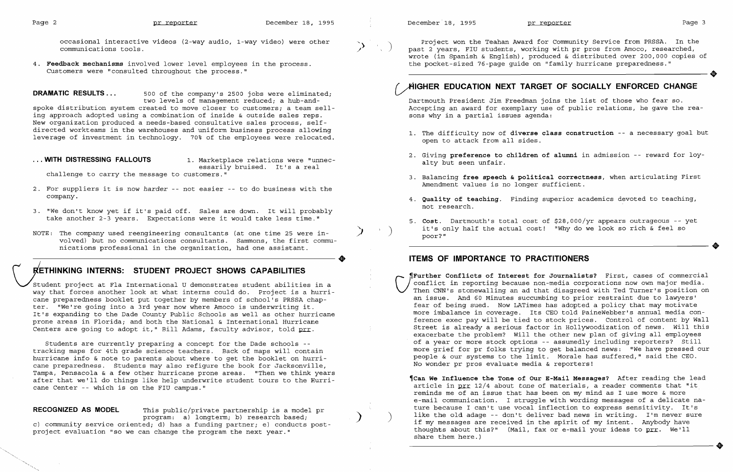occasional interactive videos (2-way audio, 1-way video) were other communications tools.

4. **Feedback mechanisms** involved lower level employees in the process. Customers were "consulted throughout the process."

**DRAMATIC RESULTS...** 500 of the company's 2500 jobs were eliminated; two levels of management reduced; a hub-and-spoke distribution system created to move closer to customers; a team selling approach adopted using a combination of inside & outside sales reps. New organization produced a needs-based consultative sales process, self-directed workteams in the warehouses and uniform business process allowing leverage of investment in technology. 70% of the employees were relocated.

**... WITH DISTRESSING FALLOUTS** 1. Marketplace relations were "unnecessarily bruised. It's a real challenge to carry the message to customers."

2. For suppliers it is now *harder* -- not easier -- to do business with the company.

3. "We don't know yet if it's paid off. Sales are down. It will probably take another 2-3 years. Expectations were it would take less time."

NOTE: The company used reengineering consultants (at one time 25 were involved) but no communications consultants. Sammons, the first communications professional in the organization, had one assistant.

## RETHINKING INTERNS: STUDENT PROJECT SHOWS CAPABILITIES

Student project at Fla International U demonstrates student abilities in a way that forces another look at what interns could do. Project is a hurricane preparedness booklet put together by members of school's PRSSA chapter. "We're going into a 3rd year now where Amoco is underwriting it. It's expanding to the Dade County Public Schools as well as other hurricane prone areas in Florida; and both the National & International Hurricane Centers are going to adopt it," Bill Adams, faculty advisor, told prr.

Students are currently preparing a concept for the Dade schools -- tracking maps for 4th grade science teachers. Back of maps will contain hurricane info & note to parents about where to get the booklet on hurricane preparedness. Students may also refigure the book for Jacksonville, Tampa, Pensacola & a few other hurricane prone areas. "Then we think years after that we'll do things like help underwrite student tours to the Hurricane Center -- which is on the FIU campus."

**RECOGNIZED AS MODEL** This public/private partnership is a model pr program: a) longterm; b) research based; c) community service oriented; d) has a funding partner; e) conducts post-project evaluation "so we can change the program the next year."

Project won the Teahan Award for Community Service from PRSSA. In the past 2 years, FIU students, working with pr pros from Amoco, researched, wrote (in Spanish & English), produced & distributed over 200,000 copies of the pocket-sized 76-page guide on "family hurricane preparedness."

## HIGHER EDUCATION NEXT TARGET OF SOCIALLY ENFORCED CHANGE

Dartmouth President Jim Freedman joins the list of those who fear so. Accepting an award for exemplary use of public relations, he gave the reasons why in a partial issues agenda:

1. The difficulty now of **diverse class construction** -- a necessary goal but open to attack from all sides.

2. Giving **preference to children of alumni** in admission -- reward for loyalty but seen unfair.

3. Balancing **free speech & political correctness**, when articulating First Amendment values is no longer sufficient.

4. **Quality of teaching**. Finding superior academics devoted to teaching, not research.

5. **Cost**. Dartmouth's total cost of $28,000/yr appears outrageous -- yet it's only half the actual cost! "Why do we look so rich & feel so poor?"

## ITEMS OF IMPORTANCE TO PRACTITIONERS

¶**Further Conflicts of Interest for Journalists?** First, cases of commercial conflict in reporting because non-media corporations now own major media. Then CNN's stonewalling an ad that disagreed with Ted Turner's position on an issue. And 60 Minutes succumbing to prior restraint due to lawyers' fear of being sued. Now LATimes has adopted a policy that may motivate more imbalance in coverage. Its CEO told PaineWebber's annual media conference exec pay will be tied to stock prices. Control of content by Wall Street is already a serious factor in Hollywoodization of news. Will this exacerbate the problem? Will the other new plan of giving all employees of a year or more stock options -- assumedly including reporters? Still more grief for pr folks trying to get balanced news: "We have pressed our people & our systems to the limit. Morale has suffered," said the CEO. No wonder pr pros evaluate media & reporters!

¶**Can We Influence the Tone of Our E-Mail Messages?** After reading the lead article in prr 12/4 about *tone* of materials, a reader comments that "it reminds me of an issue that has been on my mind as I use more & more e-mail communication. I struggle with wording messages of a delicate nature because I can't use vocal inflection to express sensitivity. It's like the old adage -- don't deliver bad news in writing. I'm never sure if my messages are received in the spirit of my intent. Anybody have thoughts about this?" (Mail, fax or e-mail your ideas to prr. We'll share them here.)